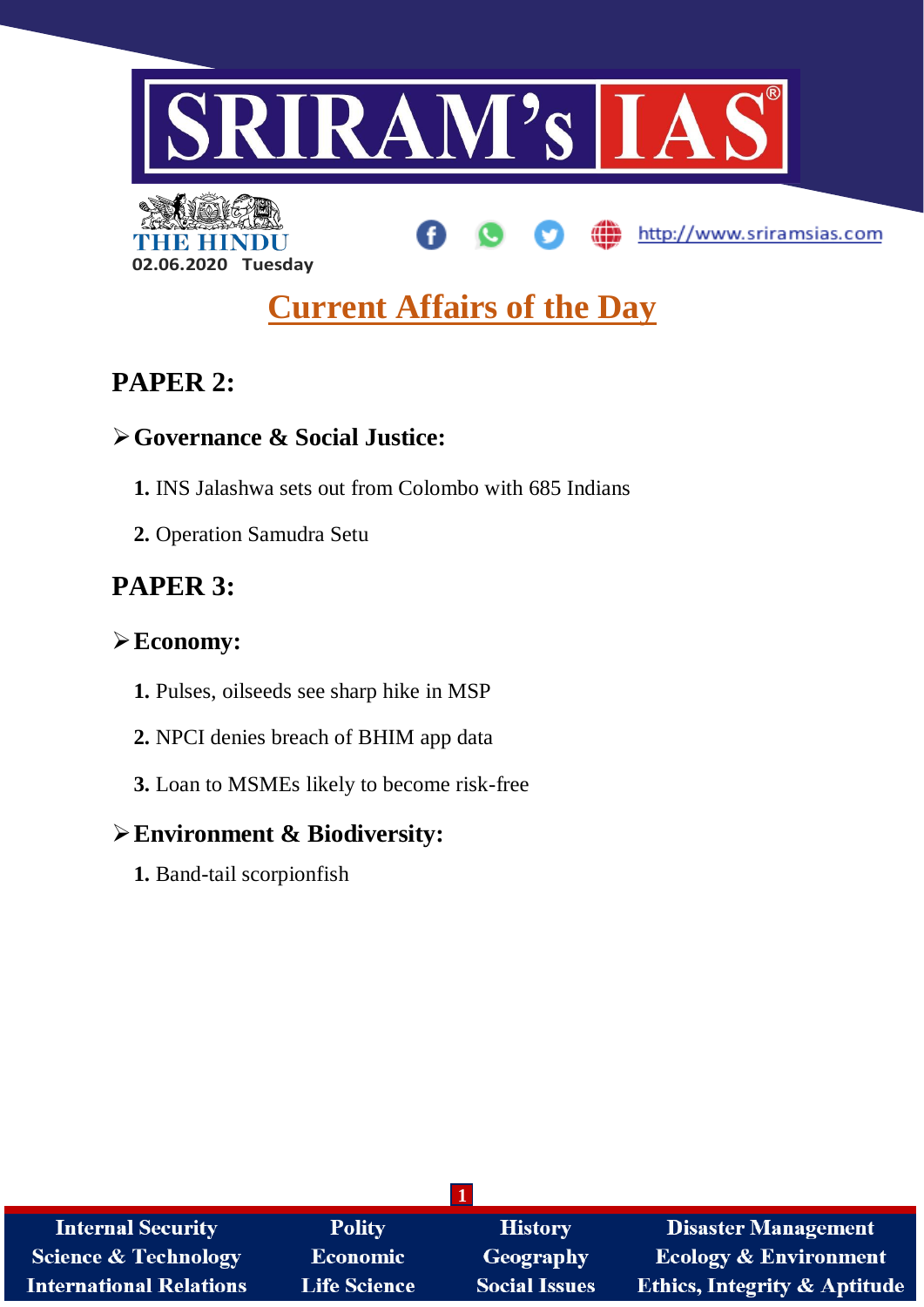# SRIRAM's IAS

THE HINDU

02.06.2020 Tuesday

http://www.sriramsias.com

## Current Affairs of the Day

## PAPER 2:

### ➢ Governance & Social Justice:

1. INS Jalashwa sets out from Colombo with 685 Indians
2. Operation Samudra Setu

## PAPER 3:

### ➢ Economy:

1. Pulses, oilseeds see sharp hike in MSP
2. NPCI denies breach of BHIM app data
3. Loan to MSMEs likely to become risk-free

### ➢ Environment & Biodiversity:

1. Band-tail scorpionfish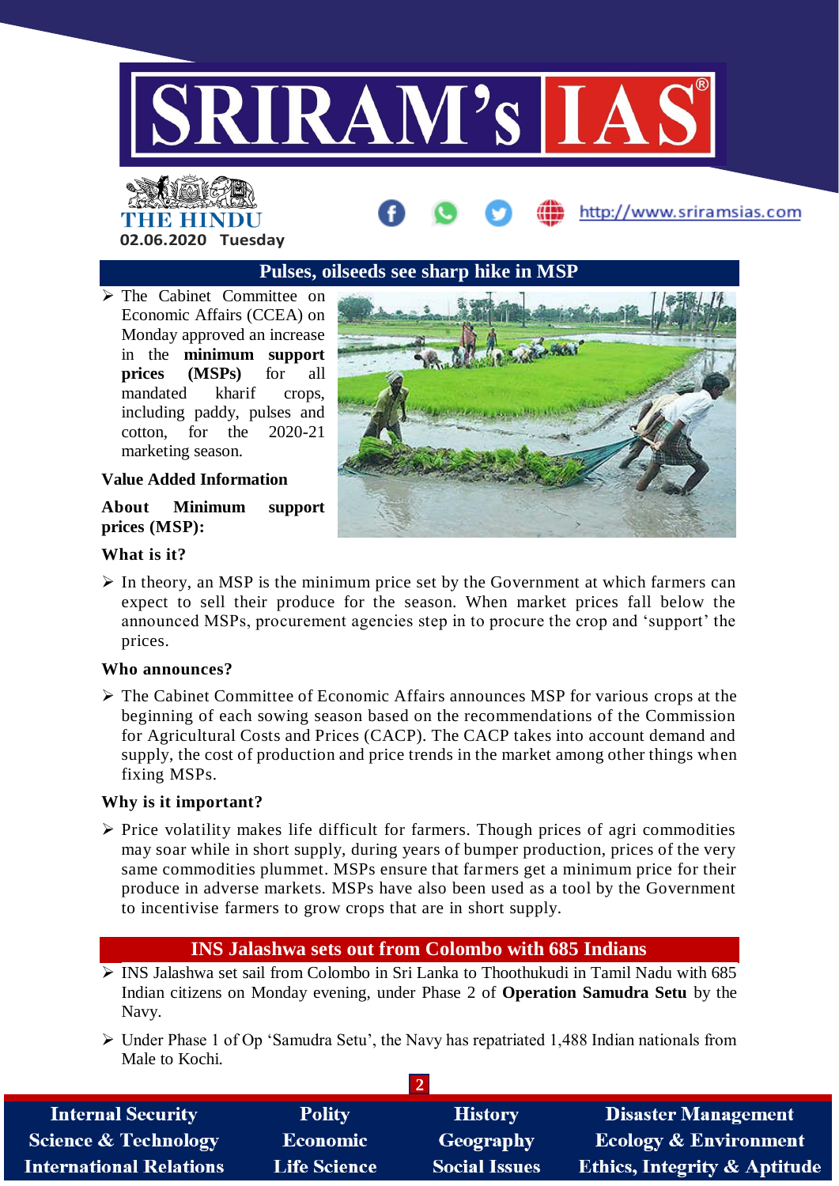## Pulses, oilseeds see sharp hike in MSP

- The Cabinet Committee on Economic Affairs (CCEA) on Monday approved an increase in the **minimum support prices (MSPs)** for all mandated kharif crops, including paddy, pulses and cotton, for the 2020-21 marketing season.

**Value Added Information**

**About Minimum support prices (MSP):**

**What is it?**

- In theory, an MSP is the minimum price set by the Government at which farmers can expect to sell their produce for the season. When market prices fall below the announced MSPs, procurement agencies step in to procure the crop and 'support' the prices.

**Who announces?**

- The Cabinet Committee of Economic Affairs announces MSP for various crops at the beginning of each sowing season based on the recommendations of the Commission for Agricultural Costs and Prices (CACP). The CACP takes into account demand and supply, the cost of production and price trends in the market among other things when fixing MSPs.

**Why is it important?**

- Price volatility makes life difficult for farmers. Though prices of agri commodities may soar while in short supply, during years of bumper production, prices of the very same commodities plummet. MSPs ensure that farmers get a minimum price for their produce in adverse markets. MSPs have also been used as a tool by the Government to incentivise farmers to grow crops that are in short supply.

## INS Jalashwa sets out from Colombo with 685 Indians

- INS Jalashwa set sail from Colombo in Sri Lanka to Thoothukudi in Tamil Nadu with 685 Indian citizens on Monday evening, under Phase 2 of **Operation Samudra Setu** by the Navy.
- Under Phase 1 of Op 'Samudra Setu', the Navy has repatriated 1,488 Indian nationals from Male to Kochi.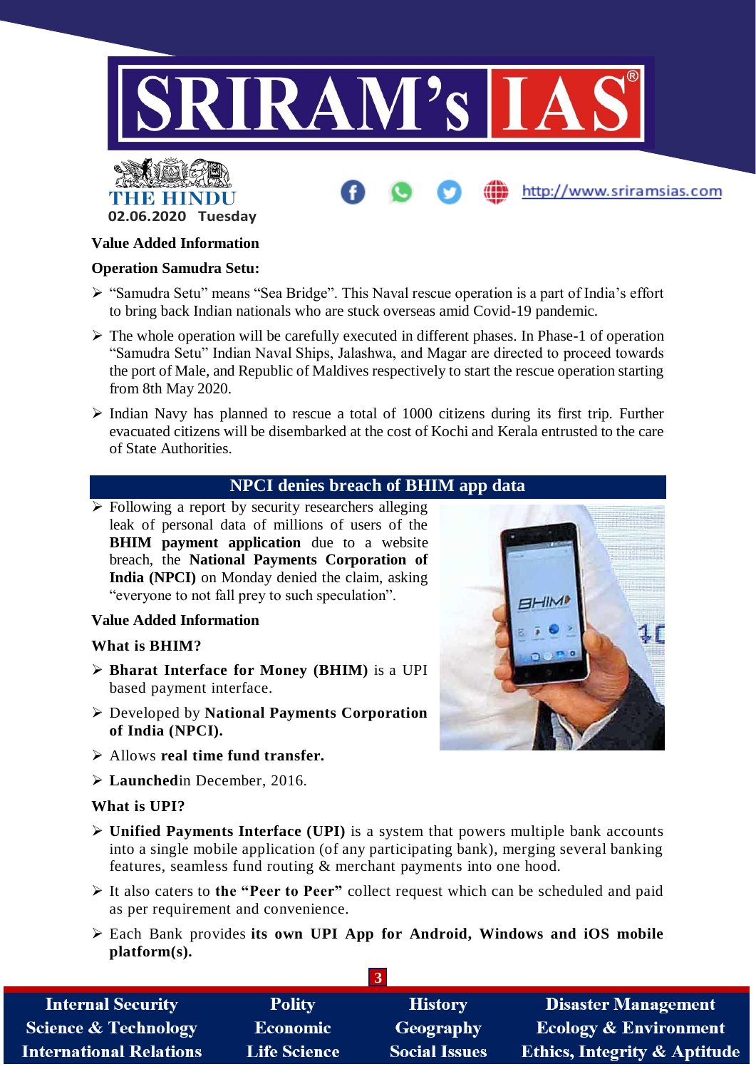**Value Added Information**

**Operation Samudra Setu:**

- "Samudra Setu" means "Sea Bridge". This Naval rescue operation is a part of India's effort to bring back Indian nationals who are stuck overseas amid Covid-19 pandemic.
- The whole operation will be carefully executed in different phases. In Phase-1 of operation "Samudra Setu" Indian Naval Ships, Jalashwa, and Magar are directed to proceed towards the port of Male, and Republic of Maldives respectively to start the rescue operation starting from 8th May 2020.
- Indian Navy has planned to rescue a total of 1000 citizens during its first trip. Further evacuated citizens will be disembarked at the cost of Kochi and Kerala entrusted to the care of State Authorities.

## NPCI denies breach of BHIM app data

- Following a report by security researchers alleging leak of personal data of millions of users of the **BHIM payment application** due to a website breach, the **National Payments Corporation of India (NPCI)** on Monday denied the claim, asking "everyone to not fall prey to such speculation".

**Value Added Information**

**What is BHIM?**

- **Bharat Interface for Money (BHIM)** is a UPI based payment interface.
- Developed by **National Payments Corporation of India (NPCI).**
- Allows **real time fund transfer.**
- **Launched**in December, 2016.

**What is UPI?**

- **Unified Payments Interface (UPI)** is a system that powers multiple bank accounts into a single mobile application (of any participating bank), merging several banking features, seamless fund routing & merchant payments into one hood.
- It also caters to **the "Peer to Peer"** collect request which can be scheduled and paid as per requirement and convenience.
- Each Bank provides **its own UPI App for Android, Windows and iOS mobile platform(s).**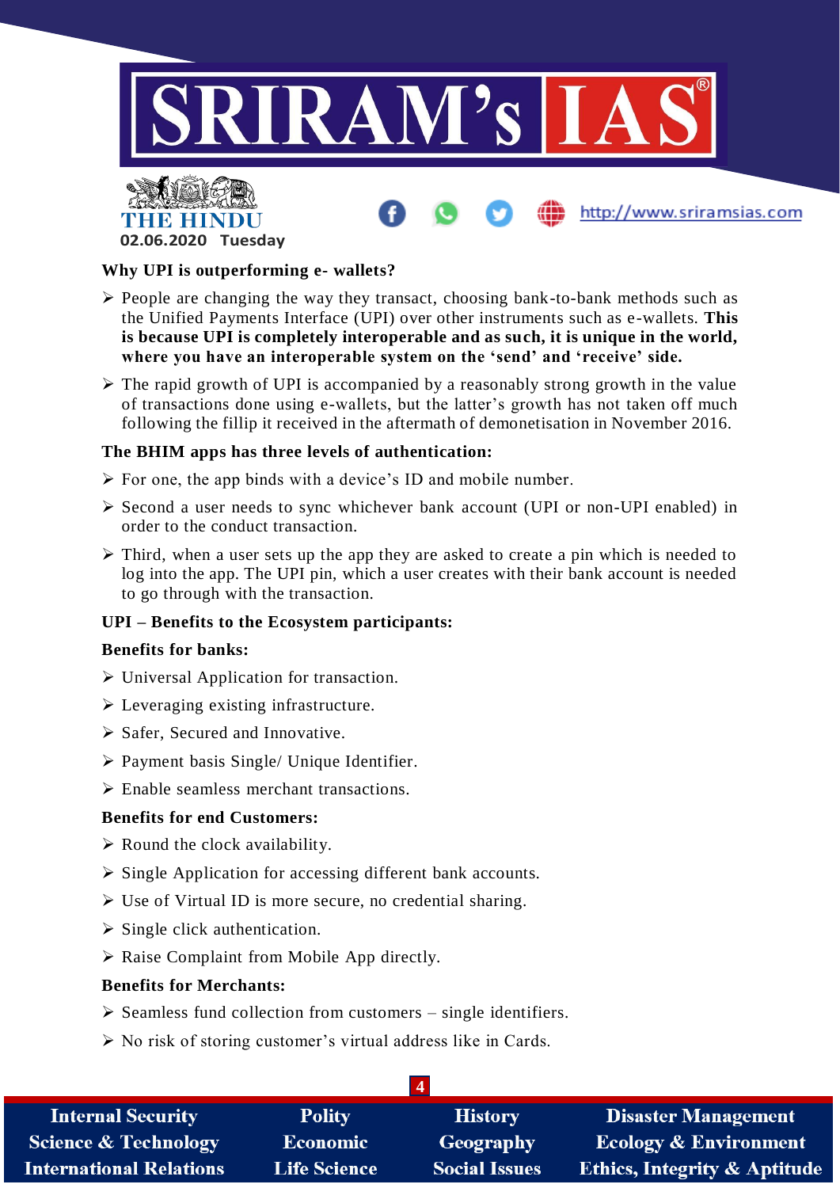### Why UPI is outperforming e- wallets?

- People are changing the way they transact, choosing bank-to-bank methods such as the Unified Payments Interface (UPI) over other instruments such as e-wallets. **This is because UPI is completely interoperable and as such, it is unique in the world, where you have an interoperable system on the 'send' and 'receive' side.**
- The rapid growth of UPI is accompanied by a reasonably strong growth in the value of transactions done using e-wallets, but the latter's growth has not taken off much following the fillip it received in the aftermath of demonetisation in November 2016.

### The BHIM apps has three levels of authentication:

- For one, the app binds with a device's ID and mobile number.
- Second a user needs to sync whichever bank account (UPI or non-UPI enabled) in order to the conduct transaction.
- Third, when a user sets up the app they are asked to create a pin which is needed to log into the app. The UPI pin, which a user creates with their bank account is needed to go through with the transaction.

### UPI – Benefits to the Ecosystem participants:

**Benefits for banks:**

- Universal Application for transaction.
- Leveraging existing infrastructure.
- Safer, Secured and Innovative.
- Payment basis Single/ Unique Identifier.
- Enable seamless merchant transactions.

**Benefits for end Customers:**

- Round the clock availability.
- Single Application for accessing different bank accounts.
- Use of Virtual ID is more secure, no credential sharing.
- Single click authentication.
- Raise Complaint from Mobile App directly.

**Benefits for Merchants:**

- Seamless fund collection from customers – single identifiers.
- No risk of storing customer's virtual address like in Cards.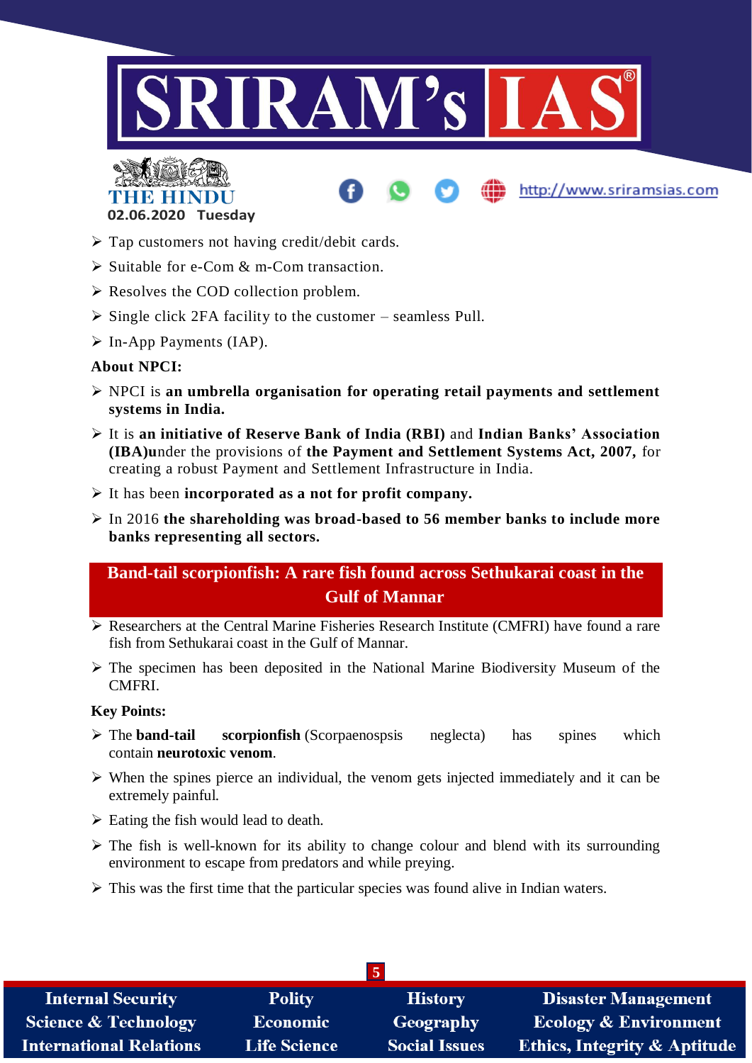- Tap customers not having credit/debit cards.
- Suitable for e-Com & m-Com transaction.
- Resolves the COD collection problem.
- Single click 2FA facility to the customer – seamless Pull.
- In-App Payments (IAP).

**About NPCI:**

- NPCI is **an umbrella organisation for operating retail payments and settlement systems in India.**
- It is **an initiative of Reserve Bank of India (RBI)** and **Indian Banks' Association (IBA)u**nder the provisions of **the Payment and Settlement Systems Act, 2007,** for creating a robust Payment and Settlement Infrastructure in India.
- It has been **incorporated as a not for profit company.**
- In 2016 **the shareholding was broad-based to 56 member banks to include more banks representing all sectors.**

## Band-tail scorpionfish: A rare fish found across Sethukarai coast in the Gulf of Mannar

- Researchers at the Central Marine Fisheries Research Institute (CMFRI) have found a rare fish from Sethukarai coast in the Gulf of Mannar.
- The specimen has been deposited in the National Marine Biodiversity Museum of the CMFRI.

**Key Points:**

- The **band-tail scorpionfish** (Scorpaenospsis neglecta) has spines which contain **neurotoxic venom**.
- When the spines pierce an individual, the venom gets injected immediately and it can be extremely painful.
- Eating the fish would lead to death.
- The fish is well-known for its ability to change colour and blend with its surrounding environment to escape from predators and while preying.
- This was the first time that the particular species was found alive in Indian waters.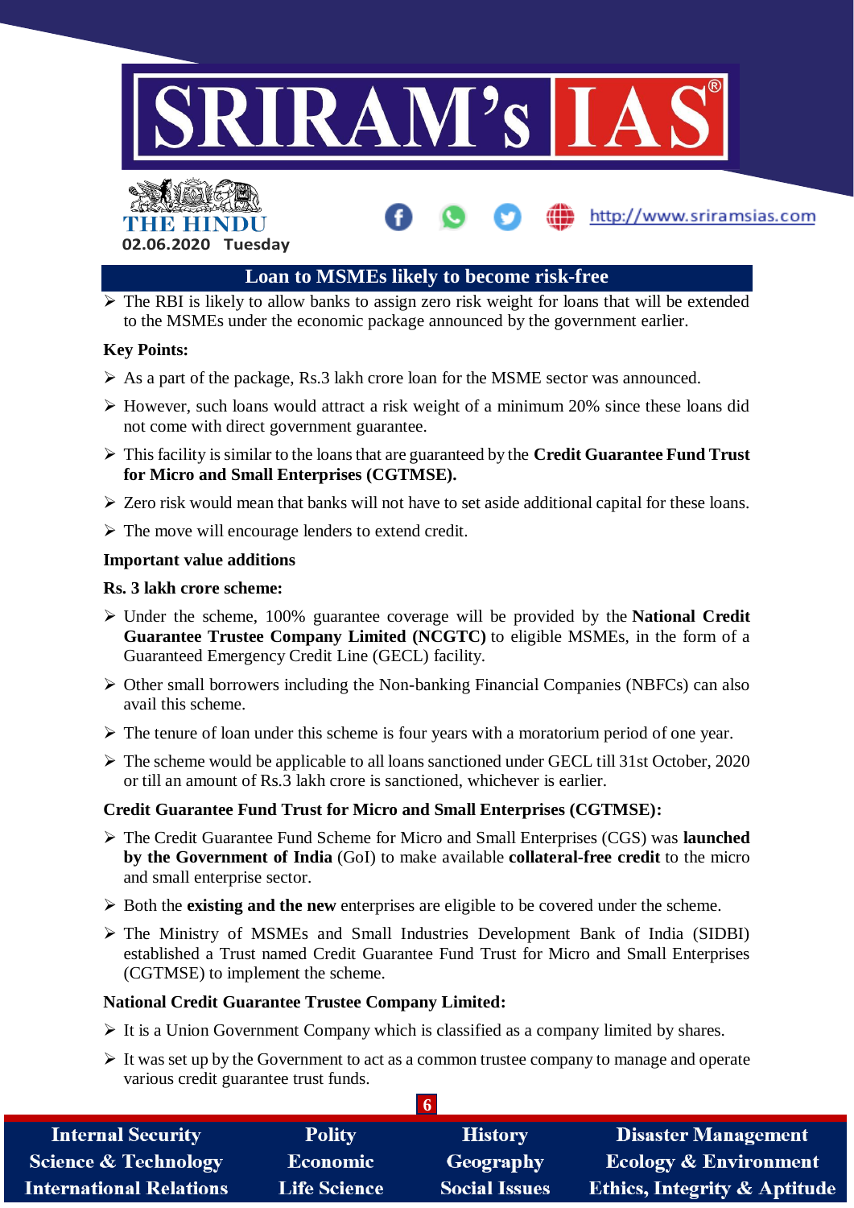## Loan to MSMEs likely to become risk-free

- The RBI is likely to allow banks to assign zero risk weight for loans that will be extended to the MSMEs under the economic package announced by the government earlier.

**Key Points:**

- As a part of the package, Rs.3 lakh crore loan for the MSME sector was announced.
- However, such loans would attract a risk weight of a minimum 20% since these loans did not come with direct government guarantee.
- This facility is similar to the loans that are guaranteed by the **Credit Guarantee Fund Trust for Micro and Small Enterprises (CGTMSE).**
- Zero risk would mean that banks will not have to set aside additional capital for these loans.
- The move will encourage lenders to extend credit.

**Important value additions**

**Rs. 3 lakh crore scheme:**

- Under the scheme, 100% guarantee coverage will be provided by the **National Credit Guarantee Trustee Company Limited (NCGTC)** to eligible MSMEs, in the form of a Guaranteed Emergency Credit Line (GECL) facility.
- Other small borrowers including the Non-banking Financial Companies (NBFCs) can also avail this scheme.
- The tenure of loan under this scheme is four years with a moratorium period of one year.
- The scheme would be applicable to all loans sanctioned under GECL till 31st October, 2020 or till an amount of Rs.3 lakh crore is sanctioned, whichever is earlier.

**Credit Guarantee Fund Trust for Micro and Small Enterprises (CGTMSE):**

- The Credit Guarantee Fund Scheme for Micro and Small Enterprises (CGS) was **launched by the Government of India** (GoI) to make available **collateral-free credit** to the micro and small enterprise sector.
- Both the **existing and the new** enterprises are eligible to be covered under the scheme.
- The Ministry of MSMEs and Small Industries Development Bank of India (SIDBI) established a Trust named Credit Guarantee Fund Trust for Micro and Small Enterprises (CGTMSE) to implement the scheme.

**National Credit Guarantee Trustee Company Limited:**

- It is a Union Government Company which is classified as a company limited by shares.
- It was set up by the Government to act as a common trustee company to manage and operate various credit guarantee trust funds.